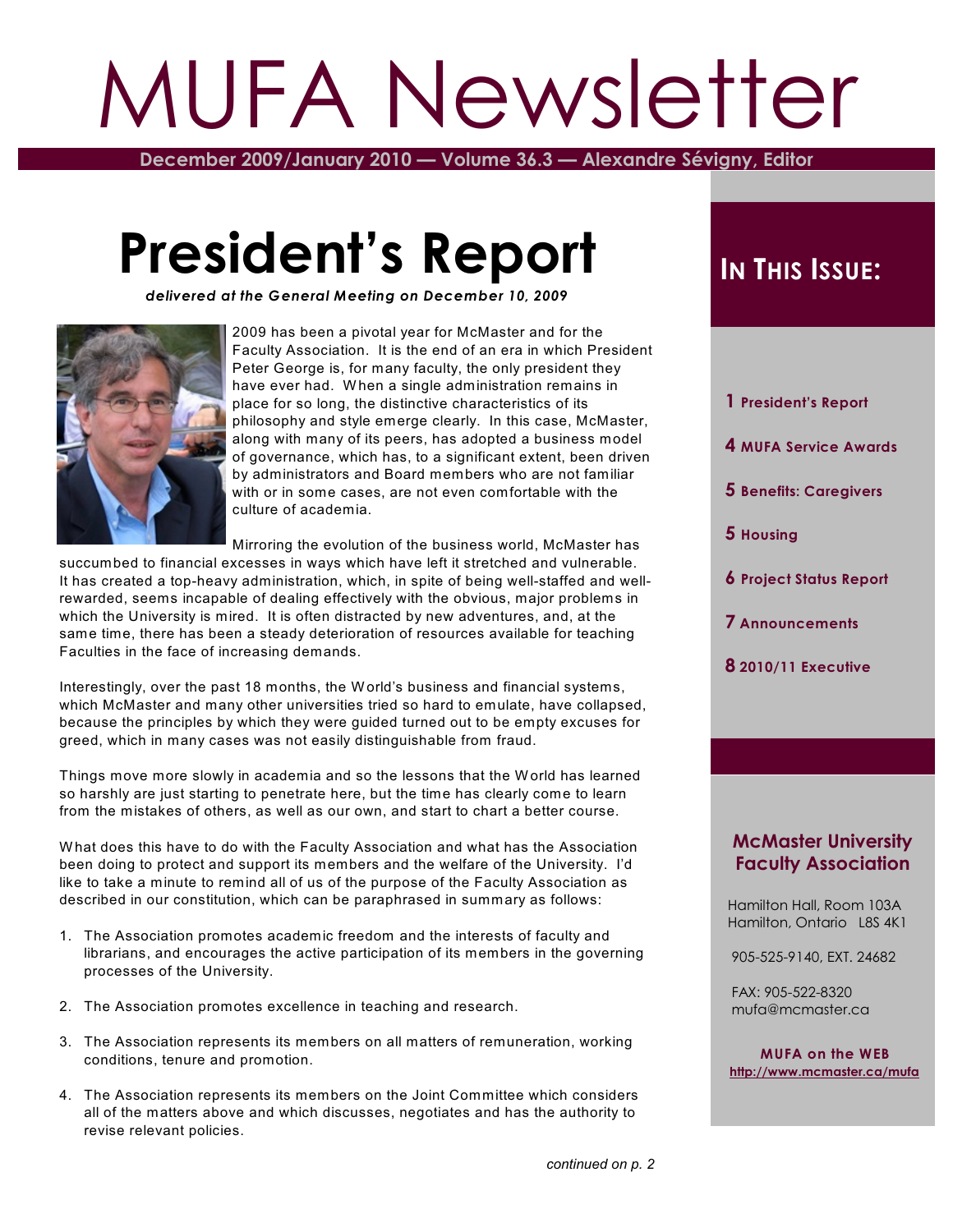# MUFA Newsletter

**December 2009/January 2010 — Volume 36.3 — Alexandre Sévigny, Editor**

# President's Report

***delivered at the General Meeting on December 10, 2009***

2009 has been a pivotal year for McMaster and for the Faculty Association. It is the end of an era in which President Peter George is, for many faculty, the only president they have ever had. When a single administration remains in place for so long, the distinctive characteristics of its philosophy and style emerge clearly. In this case, McMaster, along with many of its peers, has adopted a business model of governance, which has, to a significant extent, been driven by administrators and Board members who are not familiar with or in some cases, are not even comfortable with the culture of academia.

Mirroring the evolution of the business world, McMaster has succumbed to financial excesses in ways which have left it stretched and vulnerable. It has created a top-heavy administration, which, in spite of being well-staffed and well-rewarded, seems incapable of dealing effectively with the obvious, major problems in which the University is mired. It is often distracted by new adventures, and, at the same time, there has been a steady deterioration of resources available for teaching Faculties in the face of increasing demands.

Interestingly, over the past 18 months, the World's business and financial systems, which McMaster and many other universities tried so hard to emulate, have collapsed, because the principles by which they were guided turned out to be empty excuses for greed, which in many cases was not easily distinguishable from fraud.

Things move more slowly in academia and so the lessons that the World has learned so harshly are just starting to penetrate here, but the time has clearly come to learn from the mistakes of others, as well as our own, and start to chart a better course.

What does this have to do with the Faculty Association and what has the Association been doing to protect and support its members and the welfare of the University. I'd like to take a minute to remind all of us of the purpose of the Faculty Association as described in our constitution, which can be paraphrased in summary as follows:

1. The Association promotes academic freedom and the interests of faculty and librarians, and encourages the active participation of its members in the governing processes of the University.
2. The Association promotes excellence in teaching and research.
3. The Association represents its members on all matters of remuneration, working conditions, tenure and promotion.
4. The Association represents its members on the Joint Committee which considers all of the matters above and which discusses, negotiates and has the authority to revise relevant policies.

*continued on p. 2*

## In This Issue:

- **1** President's Report
- **4** MUFA Service Awards
- **5** Benefits: Caregivers
- **5** Housing
- **6** Project Status Report
- **7** Announcements
- **8** 2010/11 Executive

**McMaster University Faculty Association**

Hamilton Hall, Room 103A
Hamilton, Ontario L8S 4K1

905-525-9140, EXT. 24682

FAX: 905-522-8320
mufa@mcmaster.ca

**MUFA on the WEB**
http://www.mcmaster.ca/mufa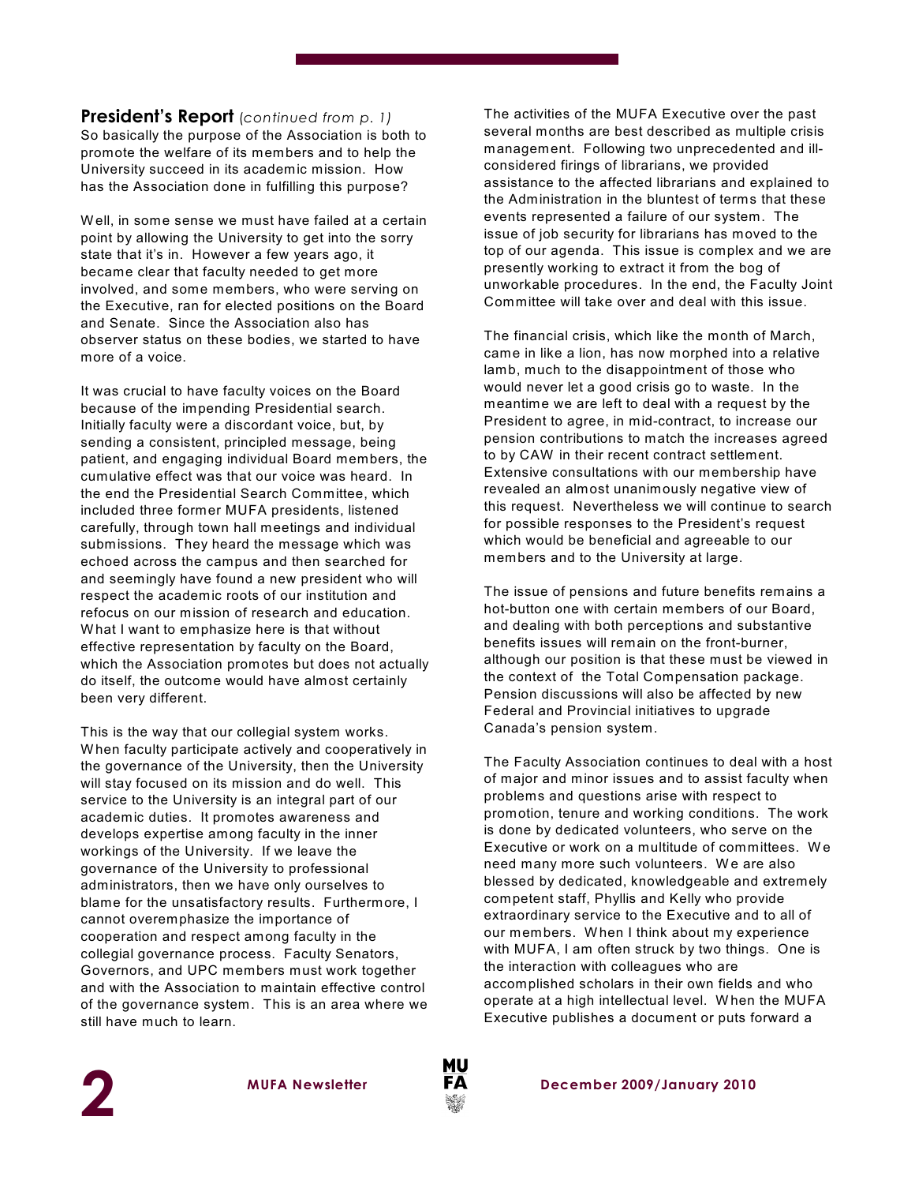## President's Report *(continued from p. 1)*

So basically the purpose of the Association is both to promote the welfare of its members and to help the University succeed in its academic mission. How has the Association done in fulfilling this purpose?

Well, in some sense we must have failed at a certain point by allowing the University to get into the sorry state that it's in. However a few years ago, it became clear that faculty needed to get more involved, and some members, who were serving on the Executive, ran for elected positions on the Board and Senate. Since the Association also has observer status on these bodies, we started to have more of a voice.

It was crucial to have faculty voices on the Board because of the impending Presidential search. Initially faculty were a discordant voice, but, by sending a consistent, principled message, being patient, and engaging individual Board members, the cumulative effect was that our voice was heard. In the end the Presidential Search Committee, which included three former MUFA presidents, listened carefully, through town hall meetings and individual submissions. They heard the message which was echoed across the campus and then searched for and seemingly have found a new president who will respect the academic roots of our institution and refocus on our mission of research and education. What I want to emphasize here is that without effective representation by faculty on the Board, which the Association promotes but does not actually do itself, the outcome would have almost certainly been very different.

This is the way that our collegial system works. When faculty participate actively and cooperatively in the governance of the University, then the University will stay focused on its mission and do well. This service to the University is an integral part of our academic duties. It promotes awareness and develops expertise among faculty in the inner workings of the University. If we leave the governance of the University to professional administrators, then we have only ourselves to blame for the unsatisfactory results. Furthermore, I cannot overemphasize the importance of cooperation and respect among faculty in the collegial governance process. Faculty Senators, Governors, and UPC members must work together and with the Association to maintain effective control of the governance system. This is an area where we still have much to learn.

The activities of the MUFA Executive over the past several months are best described as multiple crisis management. Following two unprecedented and ill-considered firings of librarians, we provided assistance to the affected librarians and explained to the Administration in the bluntest of terms that these events represented a failure of our system. The issue of job security for librarians has moved to the top of our agenda. This issue is complex and we are presently working to extract it from the bog of unworkable procedures. In the end, the Faculty Joint Committee will take over and deal with this issue.

The financial crisis, which like the month of March, came in like a lion, has now morphed into a relative lamb, much to the disappointment of those who would never let a good crisis go to waste. In the meantime we are left to deal with a request by the President to agree, in mid-contract, to increase our pension contributions to match the increases agreed to by CAW in their recent contract settlement. Extensive consultations with our membership have revealed an almost unanimously negative view of this request. Nevertheless we will continue to search for possible responses to the President's request which would be beneficial and agreeable to our members and to the University at large.

The issue of pensions and future benefits remains a hot-button one with certain members of our Board, and dealing with both perceptions and substantive benefits issues will remain on the front-burner, although our position is that these must be viewed in the context of the Total Compensation package. Pension discussions will also be affected by new Federal and Provincial initiatives to upgrade Canada's pension system.

The Faculty Association continues to deal with a host of major and minor issues and to assist faculty when problems and questions arise with respect to promotion, tenure and working conditions. The work is done by dedicated volunteers, who serve on the Executive or work on a multitude of committees. We need many more such volunteers. We are also blessed by dedicated, knowledgeable and extremely competent staff, Phyllis and Kelly who provide extraordinary service to the Executive and to all of our members. When I think about my experience with MUFA, I am often struck by two things. One is the interaction with colleagues who are accomplished scholars in their own fields and who operate at a high intellectual level. When the MUFA Executive publishes a document or puts forward a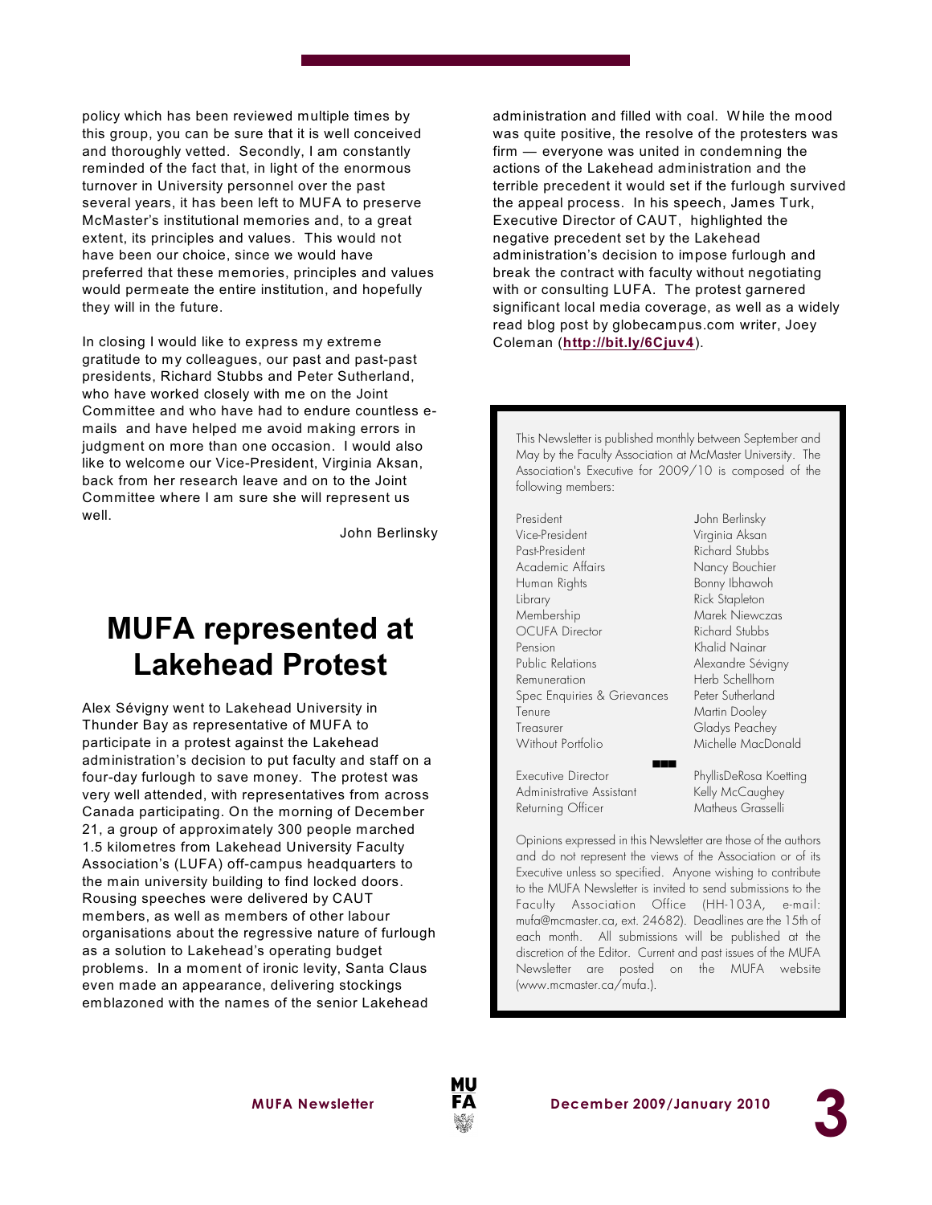policy which has been reviewed multiple times by this group, you can be sure that it is well conceived and thoroughly vetted. Secondly, I am constantly reminded of the fact that, in light of the enormous turnover in University personnel over the past several years, it has been left to MUFA to preserve McMaster's institutional memories and, to a great extent, its principles and values. This would not have been our choice, since we would have preferred that these memories, principles and values would permeate the entire institution, and hopefully they will in the future.

In closing I would like to express my extreme gratitude to my colleagues, our past and past-past presidents, Richard Stubbs and Peter Sutherland, who have worked closely with me on the Joint Committee and who have had to endure countless e-mails and have helped me avoid making errors in judgment on more than one occasion. I would also like to welcome our Vice-President, Virginia Aksan, back from her research leave and on to the Joint Committee where I am sure she will represent us well.

John Berlinsky

# MUFA represented at Lakehead Protest

Alex Sévigny went to Lakehead University in Thunder Bay as representative of MUFA to participate in a protest against the Lakehead administration's decision to put faculty and staff on a four-day furlough to save money. The protest was very well attended, with representatives from across Canada participating. On the morning of December 21, a group of approximately 300 people marched 1.5 kilometres from Lakehead University Faculty Association's (LUFA) off-campus headquarters to the main university building to find locked doors. Rousing speeches were delivered by CAUT members, as well as members of other labour organisations about the regressive nature of furlough as a solution to Lakehead's operating budget problems. In a moment of ironic levity, Santa Claus even made an appearance, delivering stockings emblazoned with the names of the senior Lakehead administration and filled with coal. While the mood was quite positive, the resolve of the protesters was firm — everyone was united in condemning the actions of the Lakehead administration and the terrible precedent it would set if the furlough survived the appeal process. In his speech, James Turk, Executive Director of CAUT, highlighted the negative precedent set by the Lakehead administration's decision to impose furlough and break the contract with faculty without negotiating with or consulting LUFA. The protest garnered significant local media coverage, as well as a widely read blog post by globecampus.com writer, Joey Coleman (**http://bit.ly/6Cjuv4**).

---

This Newsletter is published monthly between September and May by the Faculty Association at McMaster University. The Association's Executive for 2009/10 is composed of the following members:

| | |
|---|---|
| President | John Berlinsky |
| Vice-President | Virginia Aksan |
| Past-President | Richard Stubbs |
| Academic Affairs | Nancy Bouchier |
| Human Rights | Bonny Ibhawoh |
| Library | Rick Stapleton |
| Membership | Marek Niewczas |
| OCUFA Director | Richard Stubbs |
| Pension | Khalid Nainar |
| Public Relations | Alexandre Sévigny |
| Remuneration | Herb Schellhorn |
| Spec Enquiries & Grievances | Peter Sutherland |
| Tenure | Martin Dooley |
| Treasurer | Gladys Peachey |
| Without Portfolio | Michelle MacDonald |
| Executive Director | PhyllisDeRosa Koetting |
| Administrative Assistant | Kelly McCaughey |
| Returning Officer | Matheus Grasselli |

Opinions expressed in this Newsletter are those of the authors and do not represent the views of the Association or of its Executive unless so specified. Anyone wishing to contribute to the MUFA Newsletter is invited to send submissions to the Faculty Association Office (HH-103A, e-mail: mufa@mcmaster.ca, ext. 24682). Deadlines are the 15th of each month. All submissions will be published at the discretion of the Editor. Current and past issues of the MUFA Newsletter are posted on the MUFA website (www.mcmaster.ca/mufa.).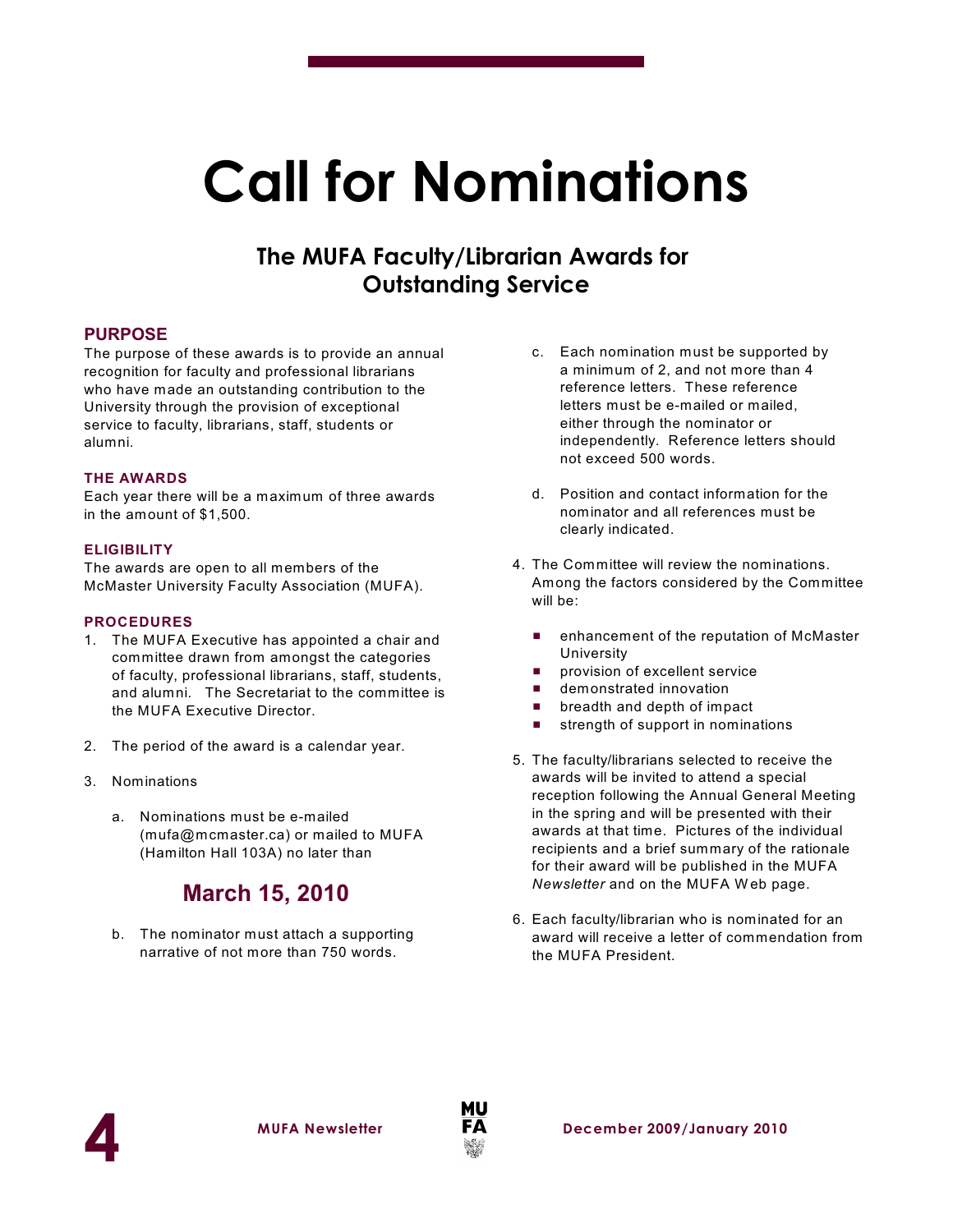# Call for Nominations

## The MUFA Faculty/Librarian Awards for Outstanding Service

### PURPOSE

The purpose of these awards is to provide an annual recognition for faculty and professional librarians who have made an outstanding contribution to the University through the provision of exceptional service to faculty, librarians, staff, students or alumni.

### THE AWARDS

Each year there will be a maximum of three awards in the amount of $1,500.

### ELIGIBILITY

The awards are open to all members of the McMaster University Faculty Association (MUFA).

### PROCEDURES

1. The MUFA Executive has appointed a chair and committee drawn from amongst the categories of faculty, professional librarians, staff, students, and alumni. The Secretariat to the committee is the MUFA Executive Director.

2. The period of the award is a calendar year.

3. Nominations

   a. Nominations must be e-mailed (mufa@mcmaster.ca) or mailed to MUFA (Hamilton Hall 103A) no later than

   **March 15, 2010**

   b. The nominator must attach a supporting narrative of not more than 750 words.

   c. Each nomination must be supported by a minimum of 2, and not more than 4 reference letters. These reference letters must be e-mailed or mailed, either through the nominator or independently. Reference letters should not exceed 500 words.

   d. Position and contact information for the nominator and all references must be clearly indicated.

4. The Committee will review the nominations. Among the factors considered by the Committee will be:

   - enhancement of the reputation of McMaster University
   - provision of excellent service
   - demonstrated innovation
   - breadth and depth of impact
   - strength of support in nominations

5. The faculty/librarians selected to receive the awards will be invited to attend a special reception following the Annual General Meeting in the spring and will be presented with their awards at that time. Pictures of the individual recipients and a brief summary of the rationale for their award will be published in the MUFA *Newsletter* and on the MUFA Web page.

6. Each faculty/librarian who is nominated for an award will receive a letter of commendation from the MUFA President.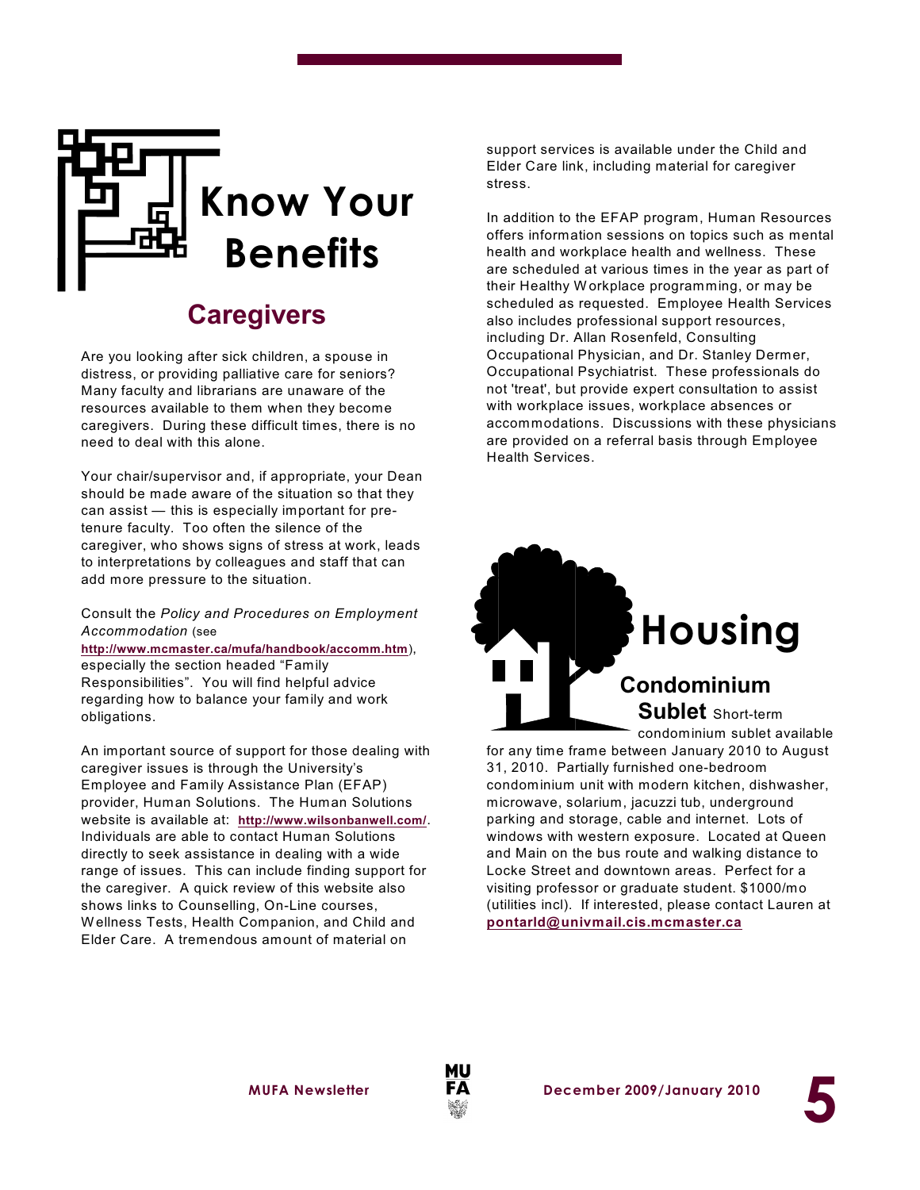# Know Your Benefits

## Caregivers

Are you looking after sick children, a spouse in distress, or providing palliative care for seniors? Many faculty and librarians are unaware of the resources available to them when they become caregivers. During these difficult times, there is no need to deal with this alone.

Your chair/supervisor and, if appropriate, your Dean should be made aware of the situation so that they can assist — this is especially important for pre-tenure faculty. Too often the silence of the caregiver, who shows signs of stress at work, leads to interpretations by colleagues and staff that can add more pressure to the situation.

Consult the *Policy and Procedures on Employment Accommodation* (see **http://www.mcmaster.ca/mufa/handbook/accomm.htm**), especially the section headed "Family Responsibilities". You will find helpful advice regarding how to balance your family and work obligations.

An important source of support for those dealing with caregiver issues is through the University's Employee and Family Assistance Plan (EFAP) provider, Human Solutions. The Human Solutions website is available at: **http://www.wilsonbanwell.com/**. Individuals are able to contact Human Solutions directly to seek assistance in dealing with a wide range of issues. This can include finding support for the caregiver. A quick review of this website also shows links to Counselling, On-Line courses, Wellness Tests, Health Companion, and Child and Elder Care. A tremendous amount of material on support services is available under the Child and Elder Care link, including material for caregiver stress.

In addition to the EFAP program, Human Resources offers information sessions on topics such as mental health and workplace health and wellness. These are scheduled at various times in the year as part of their Healthy Workplace programming, or may be scheduled as requested. Employee Health Services also includes professional support resources, including Dr. Allan Rosenfeld, Consulting Occupational Physician, and Dr. Stanley Dermer, Occupational Psychiatrist. These professionals do not 'treat', but provide expert consultation to assist with workplace issues, workplace absences or accommodations. Discussions with these physicians are provided on a referral basis through Employee Health Services.

# Housing

## Condominium Sublet

Short-term condominium sublet available for any time frame between January 2010 to August 31, 2010. Partially furnished one-bedroom condominium unit with modern kitchen, dishwasher, microwave, solarium, jacuzzi tub, underground parking and storage, cable and internet. Lots of windows with western exposure. Located at Queen and Main on the bus route and walking distance to Locke Street and downtown areas. Perfect for a visiting professor or graduate student. $1000/mo (utilities incl). If interested, please contact Lauren at **pontarld@univmail.cis.mcmaster.ca**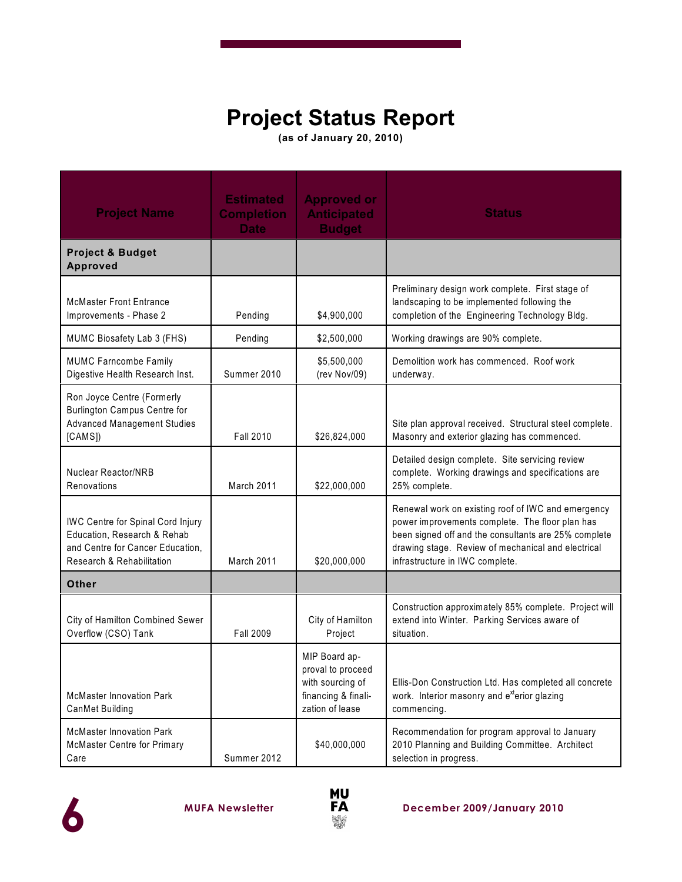# Project Status Report

**(as of January 20, 2010)**

| Project Name | Estimated Completion Date | Approved or Anticipated Budget | Status |
|---|---|---|---|
| **Project & Budget Approved** | | | |
| McMaster Front Entrance Improvements - Phase 2 | Pending | $4,900,000 | Preliminary design work complete. First stage of landscaping to be implemented following the completion of the Engineering Technology Bldg. |
| MUMC Biosafety Lab 3 (FHS) | Pending | $2,500,000 | Working drawings are 90% complete. |
| MUMC Farncombe Family Digestive Health Research Inst. | Summer 2010 | $5,500,000 (rev Nov/09) | Demolition work has commenced. Roof work underway. |
| Ron Joyce Centre (Formerly Burlington Campus Centre for Advanced Management Studies [CAMS]) | Fall 2010 | $26,824,000 | Site plan approval received. Structural steel complete. Masonry and exterior glazing has commenced. |
| Nuclear Reactor/NRB Renovations | March 2011 | $22,000,000 | Detailed design complete. Site servicing review complete. Working drawings and specifications are 25% complete. |
| IWC Centre for Spinal Cord Injury Education, Research & Rehab and Centre for Cancer Education, Research & Rehabilitation | March 2011 | $20,000,000 | Renewal work on existing roof of IWC and emergency power improvements complete. The floor plan has been signed off and the consultants are 25% complete drawing stage. Review of mechanical and electrical infrastructure in IWC complete. |
| **Other** | | | |
| City of Hamilton Combined Sewer Overflow (CSO) Tank | Fall 2009 | City of Hamilton Project | Construction approximately 85% complete. Project will extend into Winter. Parking Services aware of situation. |
| McMaster Innovation Park CanMet Building | | MIP Board approval to proceed with sourcing of financing & finalization of lease | Ellis-Don Construction Ltd. Has completed all concrete work. Interior masonry and exterior glazing commencing. |
| McMaster Innovation Park McMaster Centre for Primary Care | Summer 2012 | $40,000,000 | Recommendation for program approval to January 2010 Planning and Building Committee. Architect selection in progress. |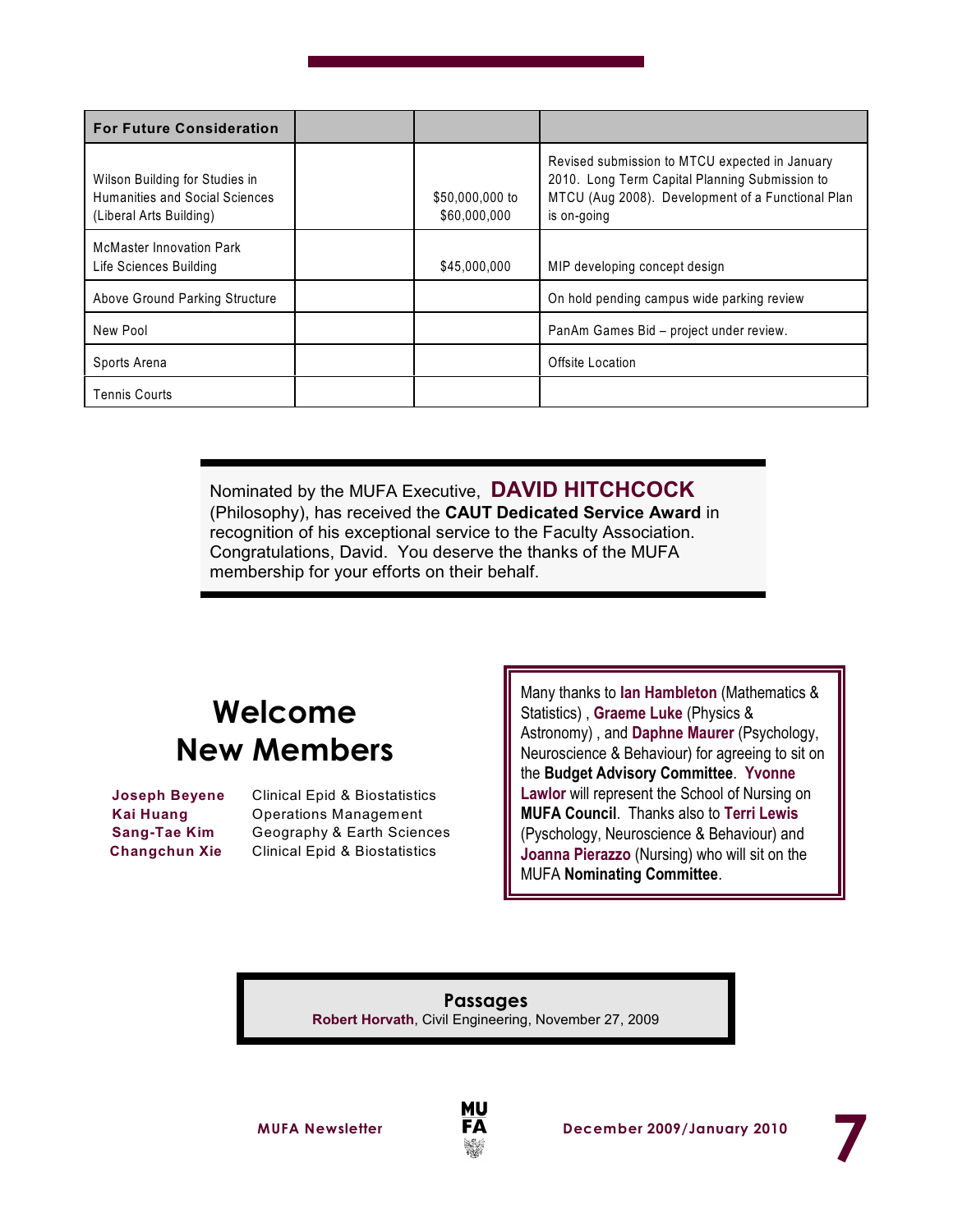| For Future Consideration | | | |
|---|---|---|---|
| Wilson Building for Studies in Humanities and Social Sciences (Liberal Arts Building) | | $50,000,000 to $60,000,000 | Revised submission to MTCU expected in January 2010. Long Term Capital Planning Submission to MTCU (Aug 2008). Development of a Functional Plan is on-going |
| McMaster Innovation Park Life Sciences Building | | $45,000,000 | MIP developing concept design |
| Above Ground Parking Structure | | | On hold pending campus wide parking review |
| New Pool | | | PanAm Games Bid – project under review. |
| Sports Arena | | | Offsite Location |
| Tennis Courts | | | |

Nominated by the MUFA Executive, **DAVID HITCHCOCK** (Philosophy), has received the **CAUT Dedicated Service Award** in recognition of his exceptional service to the Faculty Association. Congratulations, David. You deserve the thanks of the MUFA membership for your efforts on their behalf.

## Welcome New Members

| | |
|---|---|
| **Joseph Beyene** | Clinical Epid & Biostatistics |
| **Kai Huang** | Operations Management |
| **Sang-Tae Kim** | Geography & Earth Sciences |
| **Changchun Xie** | Clinical Epid & Biostatistics |

Many thanks to **Ian Hambleton** (Mathematics & Statistics) , **Graeme Luke** (Physics & Astronomy) , and **Daphne Maurer** (Psychology, Neuroscience & Behaviour) for agreeing to sit on the **Budget Advisory Committee**. **Yvonne Lawlor** will represent the School of Nursing on **MUFA Council**. Thanks also to **Terri Lewis** (Pyschology, Neuroscience & Behaviour) and **Joanna Pierazzo** (Nursing) who will sit on the MUFA **Nominating Committee**.

### Passages

**Robert Horvath**, Civil Engineering, November 27, 2009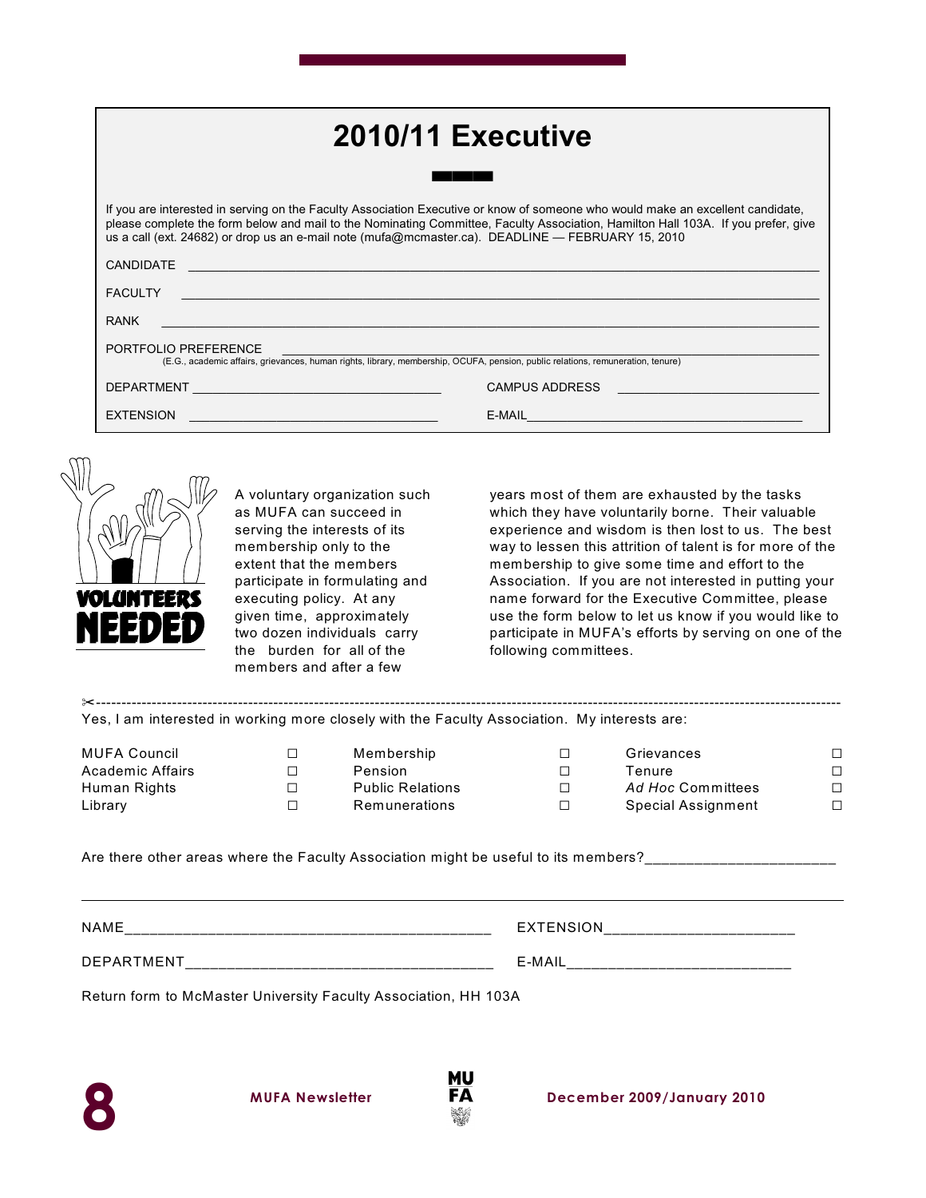# 2010/11 Executive

If you are interested in serving on the Faculty Association Executive or know of someone who would make an excellent candidate, please complete the form below and mail to the Nominating Committee, Faculty Association, Hamilton Hall 103A. If you prefer, give us a call (ext. 24682) or drop us an e-mail note (mufa@mcmaster.ca). DEADLINE — FEBRUARY 15, 2010

CANDIDATE ______________________________________________

FACULTY ______________________________________________

RANK ______________________________________________

PORTFOLIO PREFERENCE ______________________________________________
(E.G., academic affairs, grievances, human rights, library, membership, OCUFA, pension, public relations, remuneration, tenure)

DEPARTMENT ____________________ CAMPUS ADDRESS ____________________

EXTENSION ____________________ E-MAIL ____________________

VOLUNTEERS NEEDED

A voluntary organization such as MUFA can succeed in serving the interests of its membership only to the extent that the members participate in formulating and executing policy. At any given time, approximately two dozen individuals carry the burden for all of the members and after a few years most of them are exhausted by the tasks which they have voluntarily borne. Their valuable experience and wisdom is then lost to us. The best way to lessen this attrition of talent is for more of the membership to give some time and effort to the Association. If you are not interested in putting your name forward for the Executive Committee, please use the form below to let us know if you would like to participate in MUFA's efforts by serving on one of the following committees.

✂-------------------------------------------------------------------------------------------

Yes, I am interested in working more closely with the Faculty Association. My interests are:

| | | | | | |
|---|---|---|---|---|---|
| MUFA Council | ☐ | Membership | ☐ | Grievances | ☐ |
| Academic Affairs | ☐ | Pension | ☐ | Tenure | ☐ |
| Human Rights | ☐ | Public Relations | ☐ | *Ad Hoc* Committees | ☐ |
| Library | ☐ | Remunerations | ☐ | Special Assignment | ☐ |

Are there other areas where the Faculty Association might be useful to its members?______________________

______________________________________________

NAME____________________________________ EXTENSION______________________

DEPARTMENT______________________________ E-MAIL__________________________

Return form to McMaster University Faculty Association, HH 103A